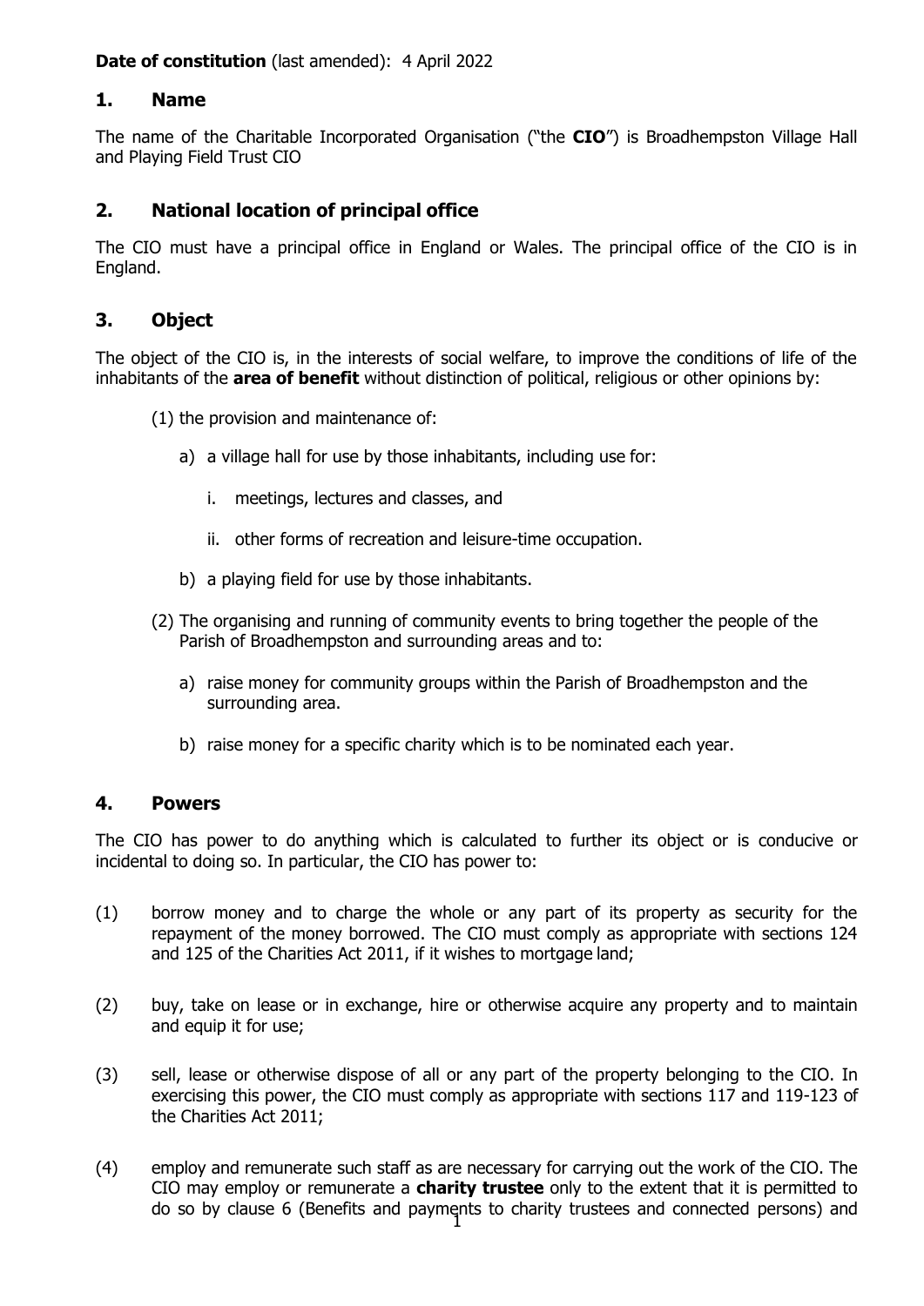**Date of constitution** (last amended): 4 April 2022

## 1. Name

The name of the Charitable Incorporated Organisation ("the **CIO**") is Broadhempston Village Hall and Playing Field Trust CIO

## 2. National location of principal office

The CIO must have a principal office in England or Wales. The principal office of the CIO is in England.

## 3. Object

The object of the CIO is, in the interests of social welfare, to improve the conditions of life of the inhabitants of the **area of benefit** without distinction of political, religious or other opinions by:

(1) the provision and maintenance of:

a) a village hall for use by those inhabitants, including use for:

i. meetings, lectures and classes, and

ii. other forms of recreation and leisure-time occupation.

b) a playing field for use by those inhabitants.

(2) The organising and running of community events to bring together the people of the Parish of Broadhempston and surrounding areas and to:

a) raise money for community groups within the Parish of Broadhempston and the surrounding area.

b) raise money for a specific charity which is to be nominated each year.

## 4. Powers

The CIO has power to do anything which is calculated to further its object or is conducive or incidental to doing so. In particular, the CIO has power to:

(1) borrow money and to charge the whole or any part of its property as security for the repayment of the money borrowed. The CIO must comply as appropriate with sections 124 and 125 of the Charities Act 2011, if it wishes to mortgage land;

(2) buy, take on lease or in exchange, hire or otherwise acquire any property and to maintain and equip it for use;

(3) sell, lease or otherwise dispose of all or any part of the property belonging to the CIO. In exercising this power, the CIO must comply as appropriate with sections 117 and 119-123 of the Charities Act 2011;

(4) employ and remunerate such staff as are necessary for carrying out the work of the CIO. The CIO may employ or remunerate a **charity trustee** only to the extent that it is permitted to do so by clause 6 (Benefits and payments to charity trustees and connected persons) and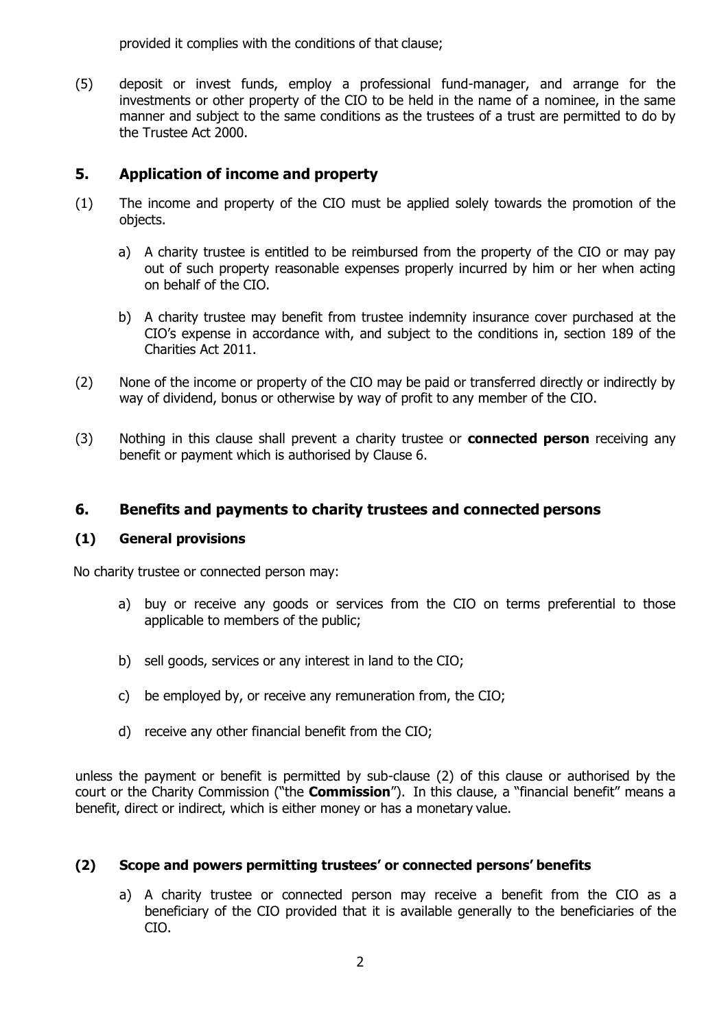provided it complies with the conditions of that clause;

(5) deposit or invest funds, employ a professional fund-manager, and arrange for the investments or other property of the CIO to be held in the name of a nominee, in the same manner and subject to the same conditions as the trustees of a trust are permitted to do by the Trustee Act 2000.

## 5. Application of income and property

(1) The income and property of the CIO must be applied solely towards the promotion of the objects.

   a) A charity trustee is entitled to be reimbursed from the property of the CIO or may pay out of such property reasonable expenses properly incurred by him or her when acting on behalf of the CIO.

   b) A charity trustee may benefit from trustee indemnity insurance cover purchased at the CIO's expense in accordance with, and subject to the conditions in, section 189 of the Charities Act 2011.

(2) None of the income or property of the CIO may be paid or transferred directly or indirectly by way of dividend, bonus or otherwise by way of profit to any member of the CIO.

(3) Nothing in this clause shall prevent a charity trustee or **connected person** receiving any benefit or payment which is authorised by Clause 6.

## 6. Benefits and payments to charity trustees and connected persons

### (1) General provisions

No charity trustee or connected person may:

   a) buy or receive any goods or services from the CIO on terms preferential to those applicable to members of the public;

   b) sell goods, services or any interest in land to the CIO;

   c) be employed by, or receive any remuneration from, the CIO;

   d) receive any other financial benefit from the CIO;

unless the payment or benefit is permitted by sub-clause (2) of this clause or authorised by the court or the Charity Commission ("the **Commission**"). In this clause, a "financial benefit" means a benefit, direct or indirect, which is either money or has a monetary value.

### (2) Scope and powers permitting trustees' or connected persons' benefits

   a) A charity trustee or connected person may receive a benefit from the CIO as a beneficiary of the CIO provided that it is available generally to the beneficiaries of the CIO.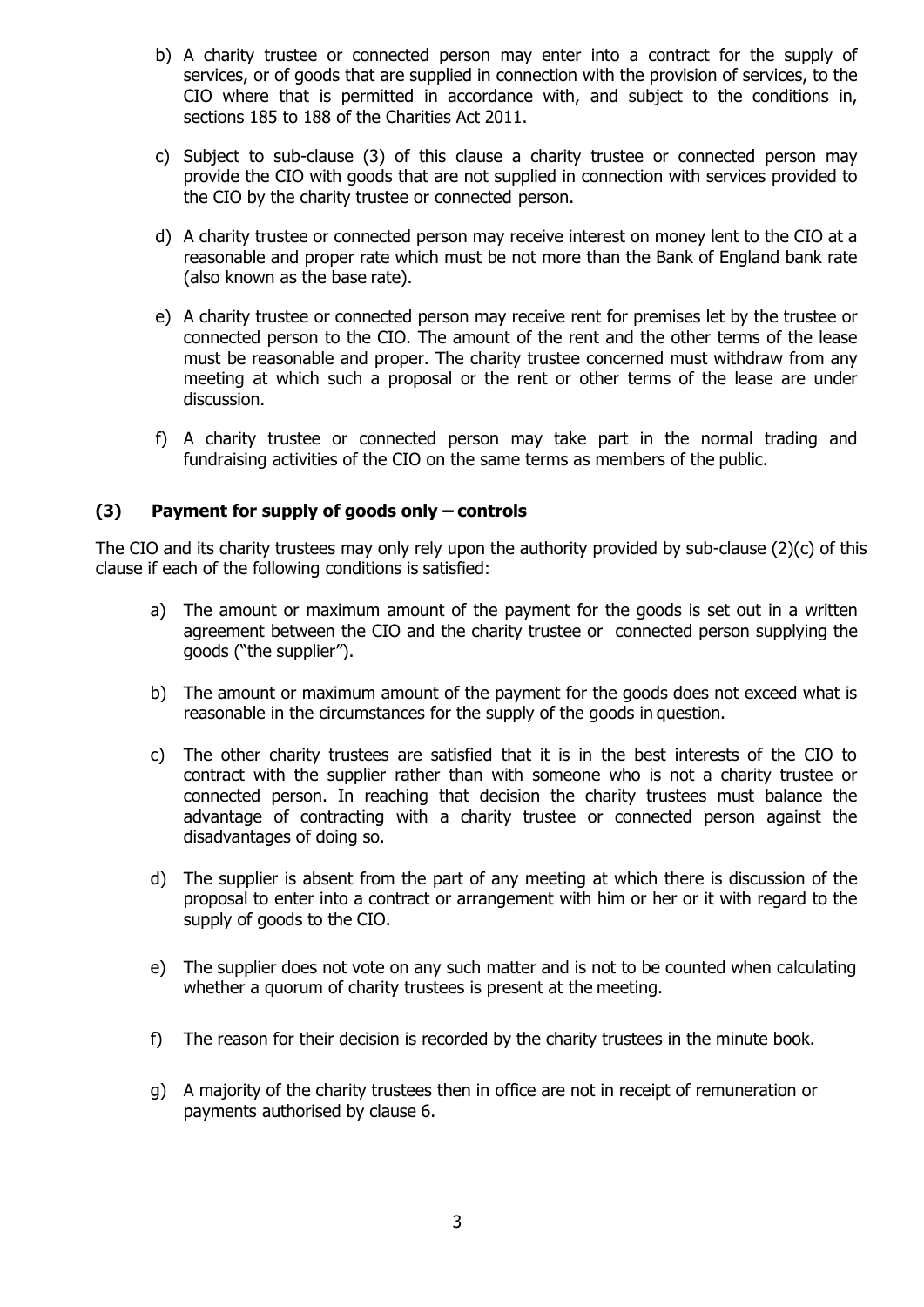b) A charity trustee or connected person may enter into a contract for the supply of services, or of goods that are supplied in connection with the provision of services, to the CIO where that is permitted in accordance with, and subject to the conditions in, sections 185 to 188 of the Charities Act 2011.

c) Subject to sub-clause (3) of this clause a charity trustee or connected person may provide the CIO with goods that are not supplied in connection with services provided to the CIO by the charity trustee or connected person.

d) A charity trustee or connected person may receive interest on money lent to the CIO at a reasonable and proper rate which must be not more than the Bank of England bank rate (also known as the base rate).

e) A charity trustee or connected person may receive rent for premises let by the trustee or connected person to the CIO. The amount of the rent and the other terms of the lease must be reasonable and proper. The charity trustee concerned must withdraw from any meeting at which such a proposal or the rent or other terms of the lease are under discussion.

f) A charity trustee or connected person may take part in the normal trading and fundraising activities of the CIO on the same terms as members of the public.

### (3) Payment for supply of goods only – controls

The CIO and its charity trustees may only rely upon the authority provided by sub-clause (2)(c) of this clause if each of the following conditions is satisfied:

a) The amount or maximum amount of the payment for the goods is set out in a written agreement between the CIO and the charity trustee or connected person supplying the goods ("the supplier").

b) The amount or maximum amount of the payment for the goods does not exceed what is reasonable in the circumstances for the supply of the goods in question.

c) The other charity trustees are satisfied that it is in the best interests of the CIO to contract with the supplier rather than with someone who is not a charity trustee or connected person. In reaching that decision the charity trustees must balance the advantage of contracting with a charity trustee or connected person against the disadvantages of doing so.

d) The supplier is absent from the part of any meeting at which there is discussion of the proposal to enter into a contract or arrangement with him or her or it with regard to the supply of goods to the CIO.

e) The supplier does not vote on any such matter and is not to be counted when calculating whether a quorum of charity trustees is present at the meeting.

f) The reason for their decision is recorded by the charity trustees in the minute book.

g) A majority of the charity trustees then in office are not in receipt of remuneration or payments authorised by clause 6.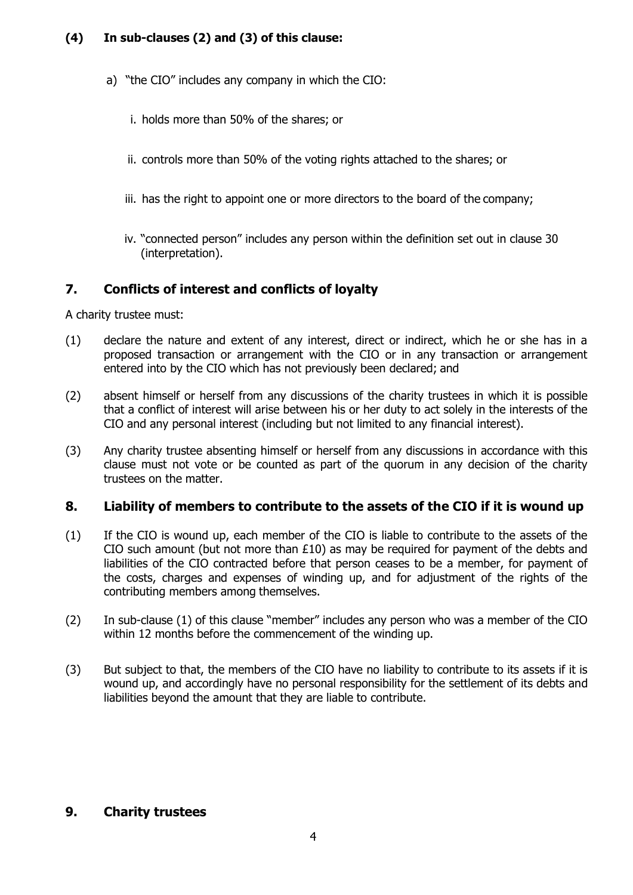**(4) In sub-clauses (2) and (3) of this clause:**

a) "the CIO" includes any company in which the CIO:

i. holds more than 50% of the shares; or

ii. controls more than 50% of the voting rights attached to the shares; or

iii. has the right to appoint one or more directors to the board of the company;

iv. "connected person" includes any person within the definition set out in clause 30 (interpretation).

## 7. Conflicts of interest and conflicts of loyalty

A charity trustee must:

(1) declare the nature and extent of any interest, direct or indirect, which he or she has in a proposed transaction or arrangement with the CIO or in any transaction or arrangement entered into by the CIO which has not previously been declared; and

(2) absent himself or herself from any discussions of the charity trustees in which it is possible that a conflict of interest will arise between his or her duty to act solely in the interests of the CIO and any personal interest (including but not limited to any financial interest).

(3) Any charity trustee absenting himself or herself from any discussions in accordance with this clause must not vote or be counted as part of the quorum in any decision of the charity trustees on the matter.

## 8. Liability of members to contribute to the assets of the CIO if it is wound up

(1) If the CIO is wound up, each member of the CIO is liable to contribute to the assets of the CIO such amount (but not more than £10) as may be required for payment of the debts and liabilities of the CIO contracted before that person ceases to be a member, for payment of the costs, charges and expenses of winding up, and for adjustment of the rights of the contributing members among themselves.

(2) In sub-clause (1) of this clause "member" includes any person who was a member of the CIO within 12 months before the commencement of the winding up.

(3) But subject to that, the members of the CIO have no liability to contribute to its assets if it is wound up, and accordingly have no personal responsibility for the settlement of its debts and liabilities beyond the amount that they are liable to contribute.

## 9. Charity trustees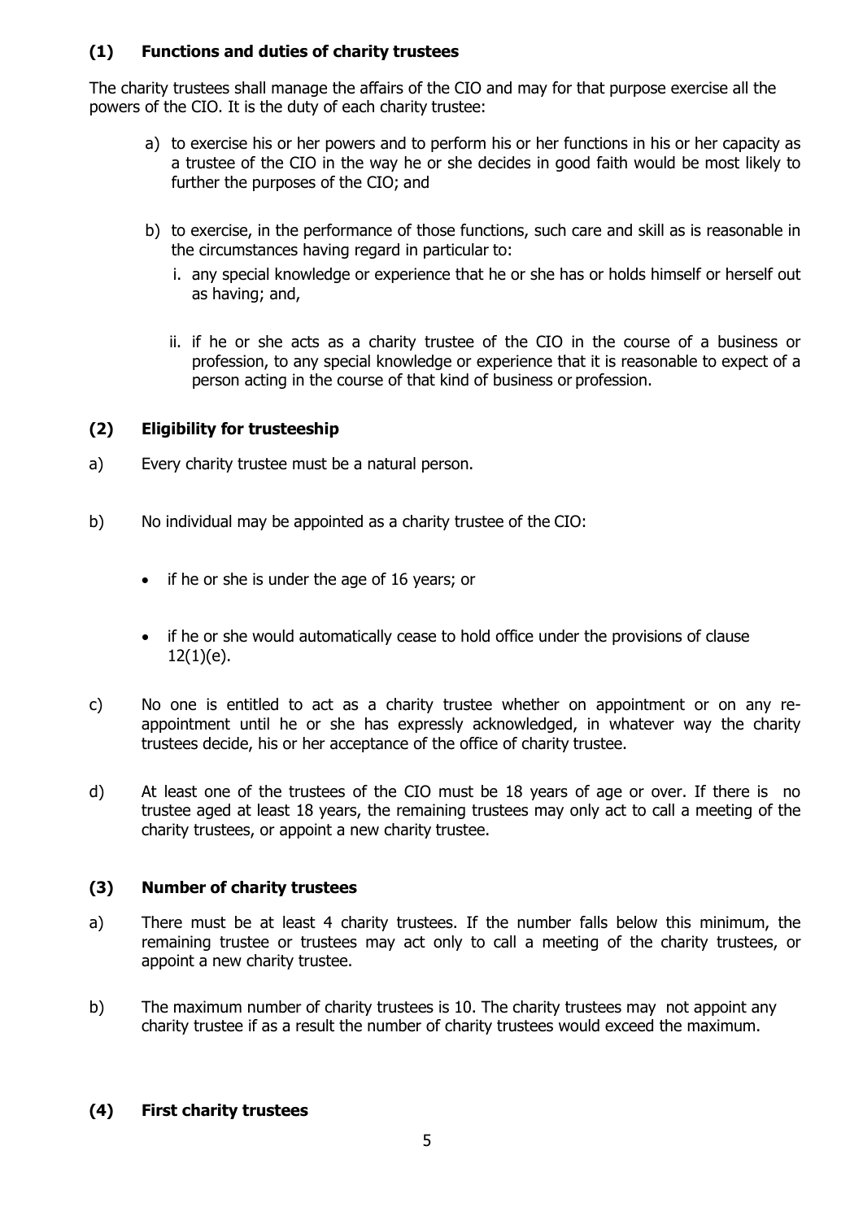### (1) Functions and duties of charity trustees

The charity trustees shall manage the affairs of the CIO and may for that purpose exercise all the powers of the CIO. It is the duty of each charity trustee:

a) to exercise his or her powers and to perform his or her functions in his or her capacity as a trustee of the CIO in the way he or she decides in good faith would be most likely to further the purposes of the CIO; and

b) to exercise, in the performance of those functions, such care and skill as is reasonable in the circumstances having regard in particular to:

   i. any special knowledge or experience that he or she has or holds himself or herself out as having; and,

   ii. if he or she acts as a charity trustee of the CIO in the course of a business or profession, to any special knowledge or experience that it is reasonable to expect of a person acting in the course of that kind of business or profession.

### (2) Eligibility for trusteeship

a) Every charity trustee must be a natural person.

b) No individual may be appointed as a charity trustee of the CIO:

- if he or she is under the age of 16 years; or
- if he or she would automatically cease to hold office under the provisions of clause 12(1)(e).

c) No one is entitled to act as a charity trustee whether on appointment or on any re-appointment until he or she has expressly acknowledged, in whatever way the charity trustees decide, his or her acceptance of the office of charity trustee.

d) At least one of the trustees of the CIO must be 18 years of age or over. If there is no trustee aged at least 18 years, the remaining trustees may only act to call a meeting of the charity trustees, or appoint a new charity trustee.

### (3) Number of charity trustees

a) There must be at least 4 charity trustees. If the number falls below this minimum, the remaining trustee or trustees may act only to call a meeting of the charity trustees, or appoint a new charity trustee.

b) The maximum number of charity trustees is 10. The charity trustees may not appoint any charity trustee if as a result the number of charity trustees would exceed the maximum.

### (4) First charity trustees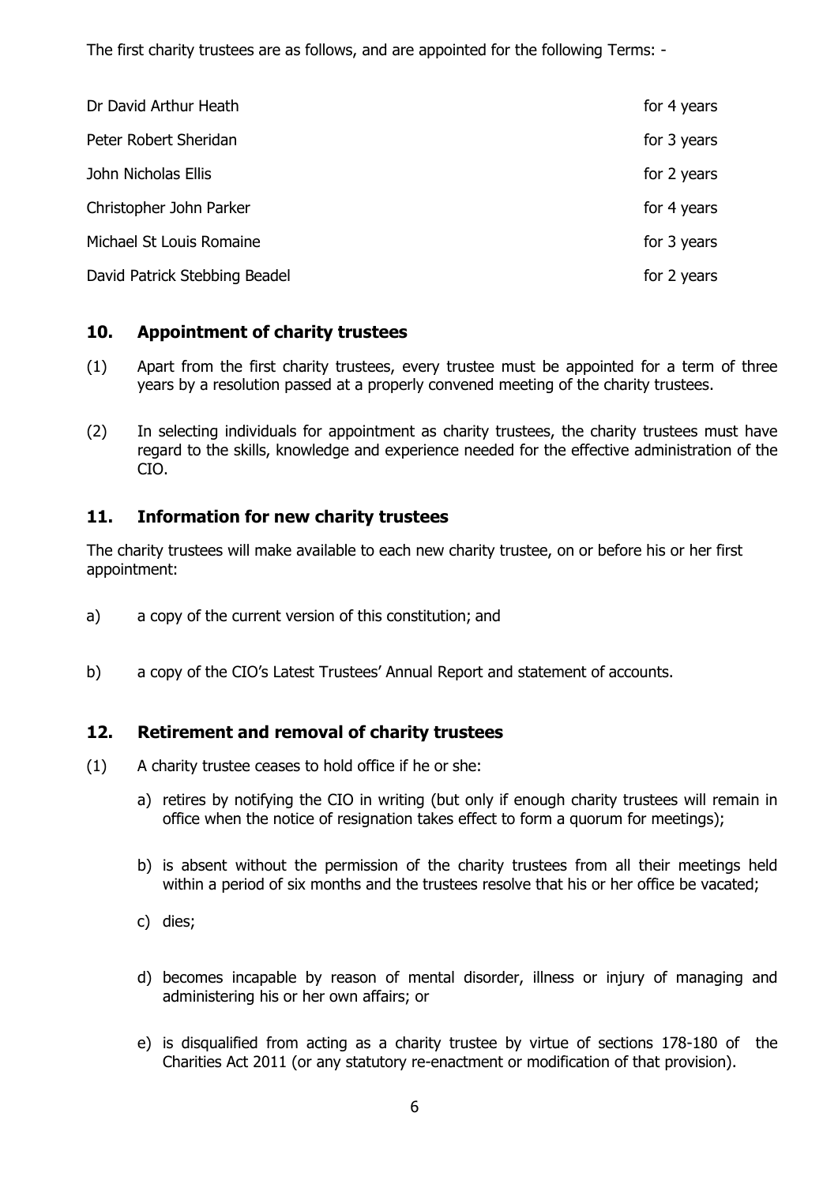The first charity trustees are as follows, and are appointed for the following Terms: -

| | |
|---|---|
| Dr David Arthur Heath | for 4 years |
| Peter Robert Sheridan | for 3 years |
| John Nicholas Ellis | for 2 years |
| Christopher John Parker | for 4 years |
| Michael St Louis Romaine | for 3 years |
| David Patrick Stebbing Beadel | for 2 years |

## 10. Appointment of charity trustees

(1) Apart from the first charity trustees, every trustee must be appointed for a term of three years by a resolution passed at a properly convened meeting of the charity trustees.

(2) In selecting individuals for appointment as charity trustees, the charity trustees must have regard to the skills, knowledge and experience needed for the effective administration of the CIO.

## 11. Information for new charity trustees

The charity trustees will make available to each new charity trustee, on or before his or her first appointment:

a) a copy of the current version of this constitution; and

b) a copy of the CIO's Latest Trustees' Annual Report and statement of accounts.

## 12. Retirement and removal of charity trustees

(1) A charity trustee ceases to hold office if he or she:

a) retires by notifying the CIO in writing (but only if enough charity trustees will remain in office when the notice of resignation takes effect to form a quorum for meetings);

b) is absent without the permission of the charity trustees from all their meetings held within a period of six months and the trustees resolve that his or her office be vacated;

c) dies;

d) becomes incapable by reason of mental disorder, illness or injury of managing and administering his or her own affairs; or

e) is disqualified from acting as a charity trustee by virtue of sections 178-180 of the Charities Act 2011 (or any statutory re-enactment or modification of that provision).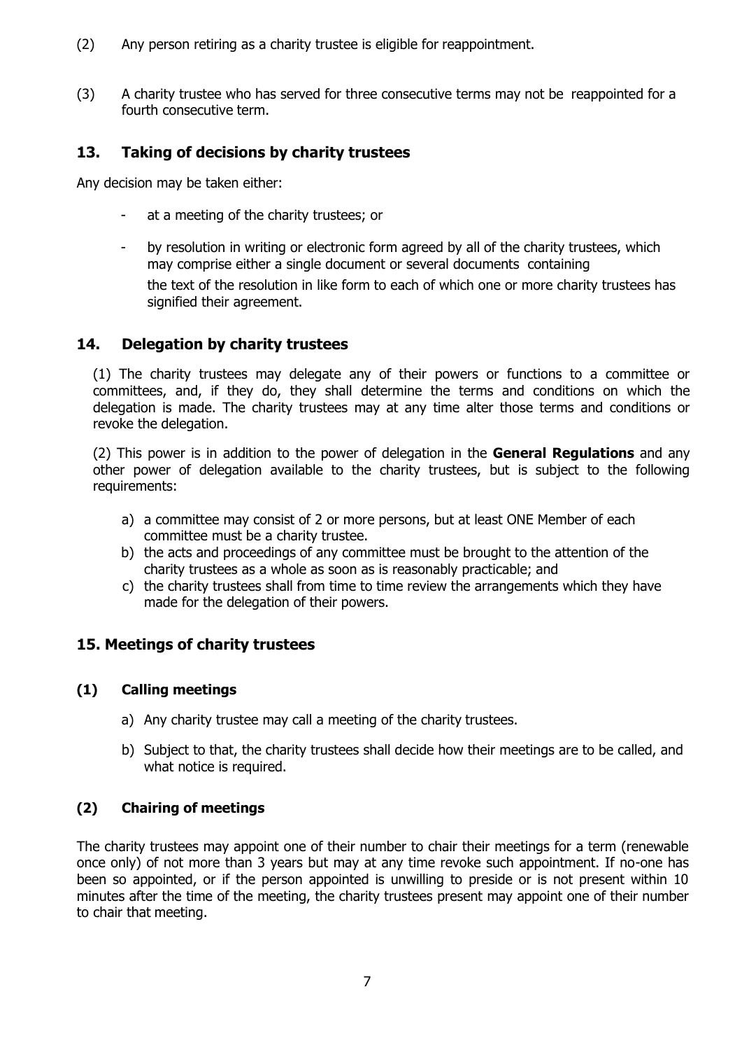(2) Any person retiring as a charity trustee is eligible for reappointment.

(3) A charity trustee who has served for three consecutive terms may not be reappointed for a fourth consecutive term.

## 13. Taking of decisions by charity trustees

Any decision may be taken either:

- at a meeting of the charity trustees; or
- by resolution in writing or electronic form agreed by all of the charity trustees, which may comprise either a single document or several documents containing the text of the resolution in like form to each of which one or more charity trustees has signified their agreement.

## 14. Delegation by charity trustees

(1) The charity trustees may delegate any of their powers or functions to a committee or committees, and, if they do, they shall determine the terms and conditions on which the delegation is made. The charity trustees may at any time alter those terms and conditions or revoke the delegation.

(2) This power is in addition to the power of delegation in the **General Regulations** and any other power of delegation available to the charity trustees, but is subject to the following requirements:

a) a committee may consist of 2 or more persons, but at least ONE Member of each committee must be a charity trustee.
b) the acts and proceedings of any committee must be brought to the attention of the charity trustees as a whole as soon as is reasonably practicable; and
c) the charity trustees shall from time to time review the arrangements which they have made for the delegation of their powers.

## 15. Meetings of charity trustees

### (1) Calling meetings

a) Any charity trustee may call a meeting of the charity trustees.
b) Subject to that, the charity trustees shall decide how their meetings are to be called, and what notice is required.

### (2) Chairing of meetings

The charity trustees may appoint one of their number to chair their meetings for a term (renewable once only) of not more than 3 years but may at any time revoke such appointment. If no-one has been so appointed, or if the person appointed is unwilling to preside or is not present within 10 minutes after the time of the meeting, the charity trustees present may appoint one of their number to chair that meeting.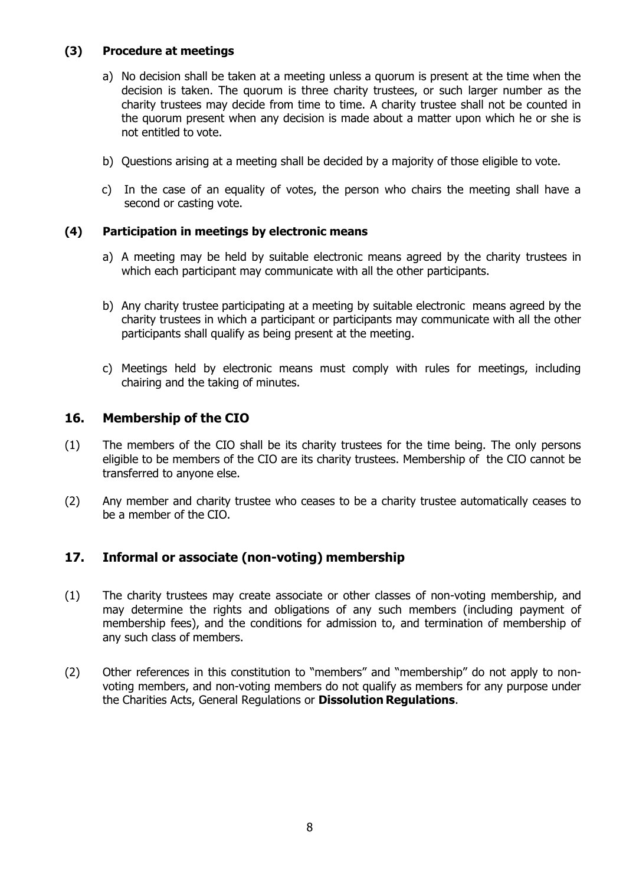### (3) Procedure at meetings

a) No decision shall be taken at a meeting unless a quorum is present at the time when the decision is taken. The quorum is three charity trustees, or such larger number as the charity trustees may decide from time to time. A charity trustee shall not be counted in the quorum present when any decision is made about a matter upon which he or she is not entitled to vote.

b) Questions arising at a meeting shall be decided by a majority of those eligible to vote.

c) In the case of an equality of votes, the person who chairs the meeting shall have a second or casting vote.

### (4) Participation in meetings by electronic means

a) A meeting may be held by suitable electronic means agreed by the charity trustees in which each participant may communicate with all the other participants.

b) Any charity trustee participating at a meeting by suitable electronic means agreed by the charity trustees in which a participant or participants may communicate with all the other participants shall qualify as being present at the meeting.

c) Meetings held by electronic means must comply with rules for meetings, including chairing and the taking of minutes.

## 16. Membership of the CIO

(1) The members of the CIO shall be its charity trustees for the time being. The only persons eligible to be members of the CIO are its charity trustees. Membership of the CIO cannot be transferred to anyone else.

(2) Any member and charity trustee who ceases to be a charity trustee automatically ceases to be a member of the CIO.

## 17. Informal or associate (non-voting) membership

(1) The charity trustees may create associate or other classes of non-voting membership, and may determine the rights and obligations of any such members (including payment of membership fees), and the conditions for admission to, and termination of membership of any such class of members.

(2) Other references in this constitution to "members" and "membership" do not apply to non-voting members, and non-voting members do not qualify as members for any purpose under the Charities Acts, General Regulations or **Dissolution Regulations**.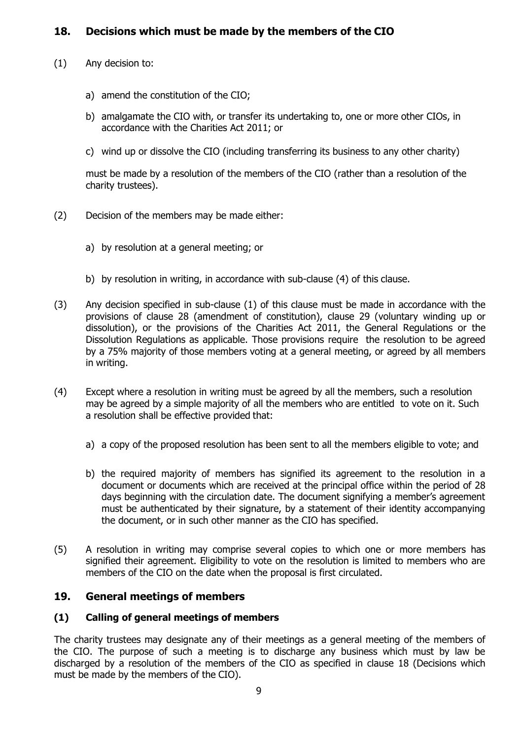## 18. Decisions which must be made by the members of the CIO

(1) Any decision to:

a) amend the constitution of the CIO;

b) amalgamate the CIO with, or transfer its undertaking to, one or more other CIOs, in accordance with the Charities Act 2011; or

c) wind up or dissolve the CIO (including transferring its business to any other charity)

must be made by a resolution of the members of the CIO (rather than a resolution of the charity trustees).

(2) Decision of the members may be made either:

a) by resolution at a general meeting; or

b) by resolution in writing, in accordance with sub-clause (4) of this clause.

(3) Any decision specified in sub-clause (1) of this clause must be made in accordance with the provisions of clause 28 (amendment of constitution), clause 29 (voluntary winding up or dissolution), or the provisions of the Charities Act 2011, the General Regulations or the Dissolution Regulations as applicable. Those provisions require the resolution to be agreed by a 75% majority of those members voting at a general meeting, or agreed by all members in writing.

(4) Except where a resolution in writing must be agreed by all the members, such a resolution may be agreed by a simple majority of all the members who are entitled to vote on it. Such a resolution shall be effective provided that:

a) a copy of the proposed resolution has been sent to all the members eligible to vote; and

b) the required majority of members has signified its agreement to the resolution in a document or documents which are received at the principal office within the period of 28 days beginning with the circulation date. The document signifying a member's agreement must be authenticated by their signature, by a statement of their identity accompanying the document, or in such other manner as the CIO has specified.

(5) A resolution in writing may comprise several copies to which one or more members has signified their agreement. Eligibility to vote on the resolution is limited to members who are members of the CIO on the date when the proposal is first circulated.

## 19. General meetings of members

### (1) Calling of general meetings of members

The charity trustees may designate any of their meetings as a general meeting of the members of the CIO. The purpose of such a meeting is to discharge any business which must by law be discharged by a resolution of the members of the CIO as specified in clause 18 (Decisions which must be made by the members of the CIO).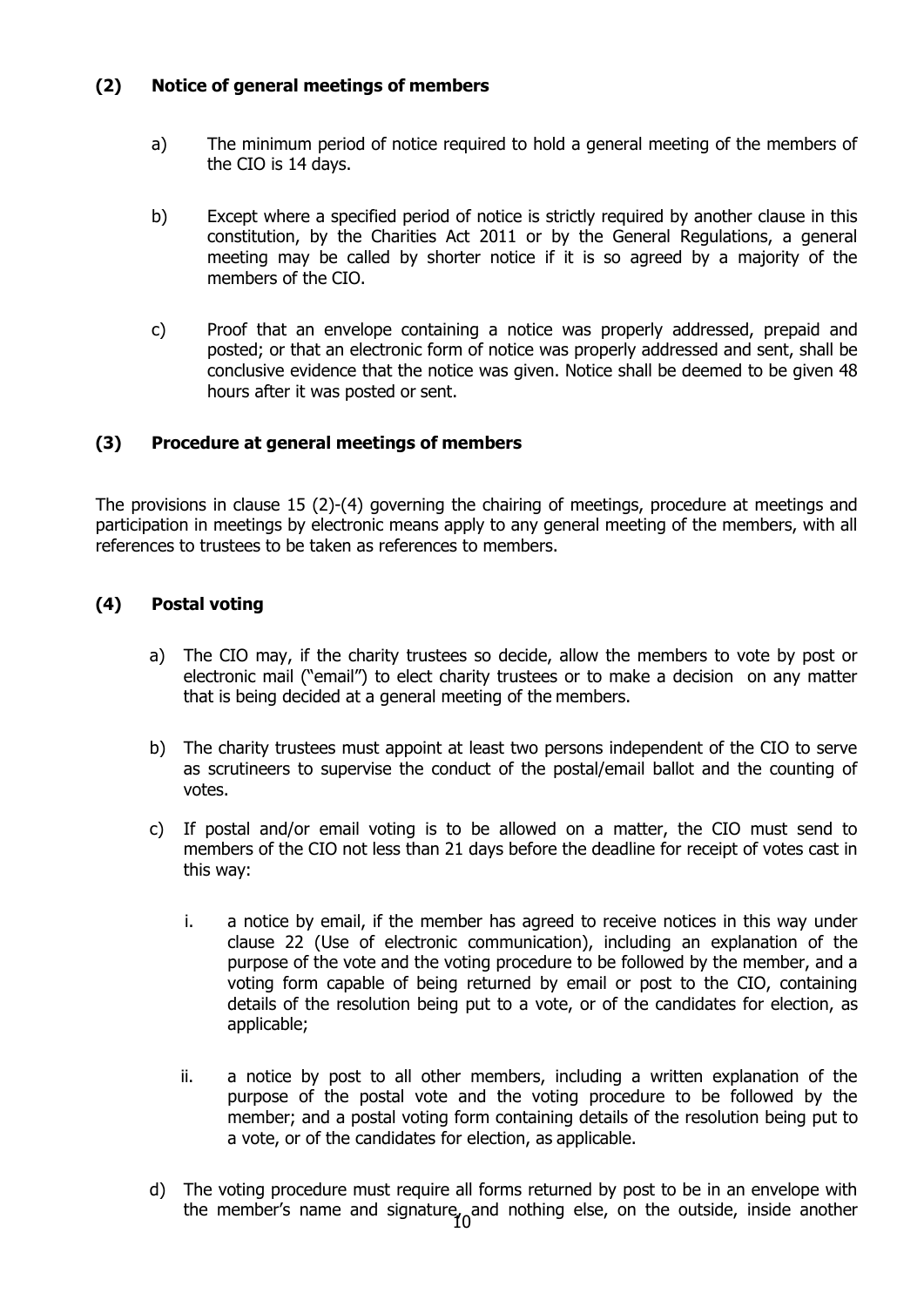### (2) Notice of general meetings of members

a) The minimum period of notice required to hold a general meeting of the members of the CIO is 14 days.

b) Except where a specified period of notice is strictly required by another clause in this constitution, by the Charities Act 2011 or by the General Regulations, a general meeting may be called by shorter notice if it is so agreed by a majority of the members of the CIO.

c) Proof that an envelope containing a notice was properly addressed, prepaid and posted; or that an electronic form of notice was properly addressed and sent, shall be conclusive evidence that the notice was given. Notice shall be deemed to be given 48 hours after it was posted or sent.

### (3) Procedure at general meetings of members

The provisions in clause 15 (2)-(4) governing the chairing of meetings, procedure at meetings and participation in meetings by electronic means apply to any general meeting of the members, with all references to trustees to be taken as references to members.

### (4) Postal voting

a) The CIO may, if the charity trustees so decide, allow the members to vote by post or electronic mail ("email") to elect charity trustees or to make a decision on any matter that is being decided at a general meeting of the members.

b) The charity trustees must appoint at least two persons independent of the CIO to serve as scrutineers to supervise the conduct of the postal/email ballot and the counting of votes.

c) If postal and/or email voting is to be allowed on a matter, the CIO must send to members of the CIO not less than 21 days before the deadline for receipt of votes cast in this way:

   i. a notice by email, if the member has agreed to receive notices in this way under clause 22 (Use of electronic communication), including an explanation of the purpose of the vote and the voting procedure to be followed by the member, and a voting form capable of being returned by email or post to the CIO, containing details of the resolution being put to a vote, or of the candidates for election, as applicable;

   ii. a notice by post to all other members, including a written explanation of the purpose of the postal vote and the voting procedure to be followed by the member; and a postal voting form containing details of the resolution being put to a vote, or of the candidates for election, as applicable.

d) The voting procedure must require all forms returned by post to be in an envelope with the member's name and signature, and nothing else, on the outside, inside another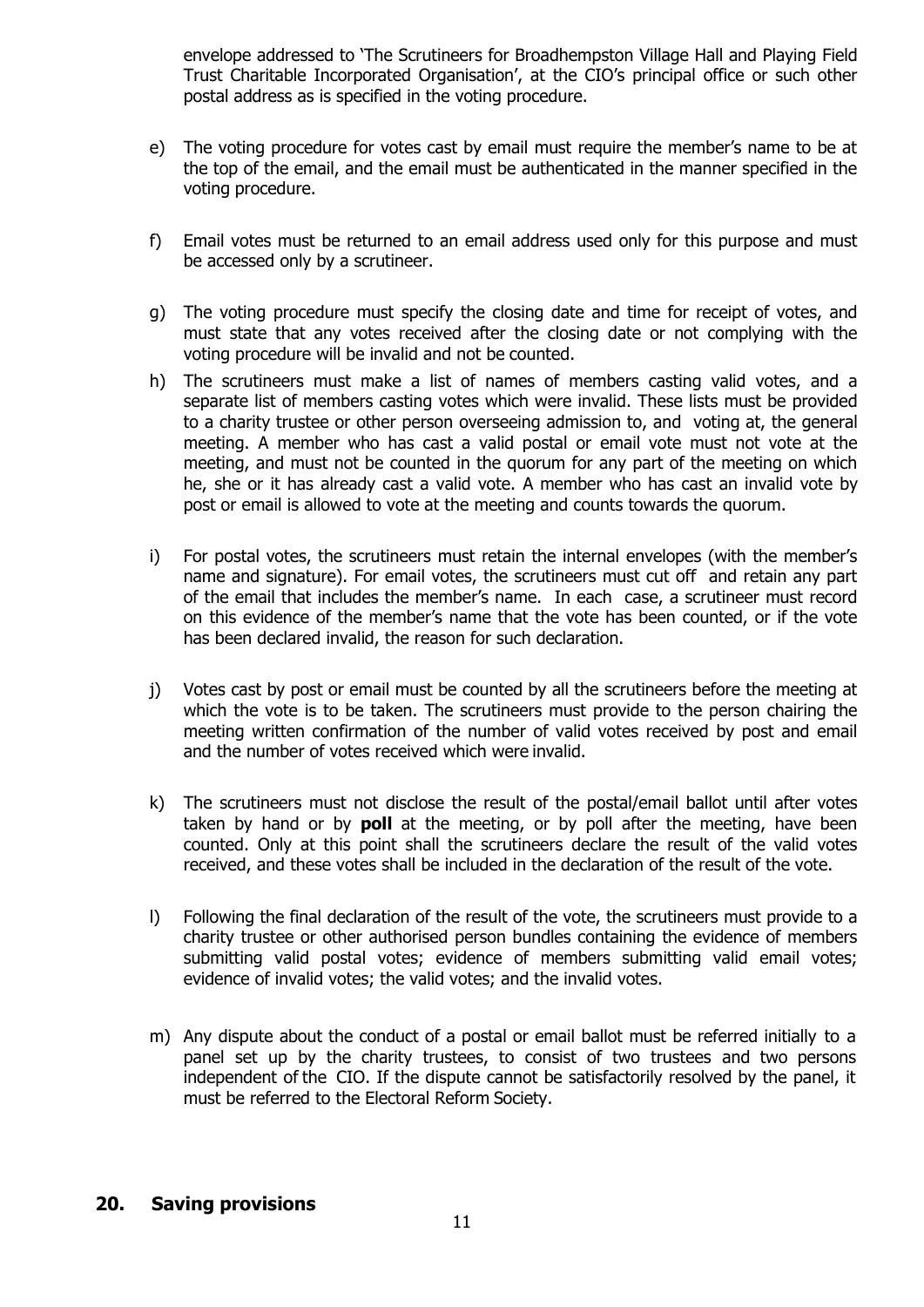envelope addressed to 'The Scrutineers for Broadhempston Village Hall and Playing Field Trust Charitable Incorporated Organisation', at the CIO's principal office or such other postal address as is specified in the voting procedure.

e) The voting procedure for votes cast by email must require the member's name to be at the top of the email, and the email must be authenticated in the manner specified in the voting procedure.

f) Email votes must be returned to an email address used only for this purpose and must be accessed only by a scrutineer.

g) The voting procedure must specify the closing date and time for receipt of votes, and must state that any votes received after the closing date or not complying with the voting procedure will be invalid and not be counted.

h) The scrutineers must make a list of names of members casting valid votes, and a separate list of members casting votes which were invalid. These lists must be provided to a charity trustee or other person overseeing admission to, and voting at, the general meeting. A member who has cast a valid postal or email vote must not vote at the meeting, and must not be counted in the quorum for any part of the meeting on which he, she or it has already cast a valid vote. A member who has cast an invalid vote by post or email is allowed to vote at the meeting and counts towards the quorum.

i) For postal votes, the scrutineers must retain the internal envelopes (with the member's name and signature). For email votes, the scrutineers must cut off and retain any part of the email that includes the member's name. In each case, a scrutineer must record on this evidence of the member's name that the vote has been counted, or if the vote has been declared invalid, the reason for such declaration.

j) Votes cast by post or email must be counted by all the scrutineers before the meeting at which the vote is to be taken. The scrutineers must provide to the person chairing the meeting written confirmation of the number of valid votes received by post and email and the number of votes received which were invalid.

k) The scrutineers must not disclose the result of the postal/email ballot until after votes taken by hand or by **poll** at the meeting, or by poll after the meeting, have been counted. Only at this point shall the scrutineers declare the result of the valid votes received, and these votes shall be included in the declaration of the result of the vote.

l) Following the final declaration of the result of the vote, the scrutineers must provide to a charity trustee or other authorised person bundles containing the evidence of members submitting valid postal votes; evidence of members submitting valid email votes; evidence of invalid votes; the valid votes; and the invalid votes.

m) Any dispute about the conduct of a postal or email ballot must be referred initially to a panel set up by the charity trustees, to consist of two trustees and two persons independent of the CIO. If the dispute cannot be satisfactorily resolved by the panel, it must be referred to the Electoral Reform Society.

## 20. Saving provisions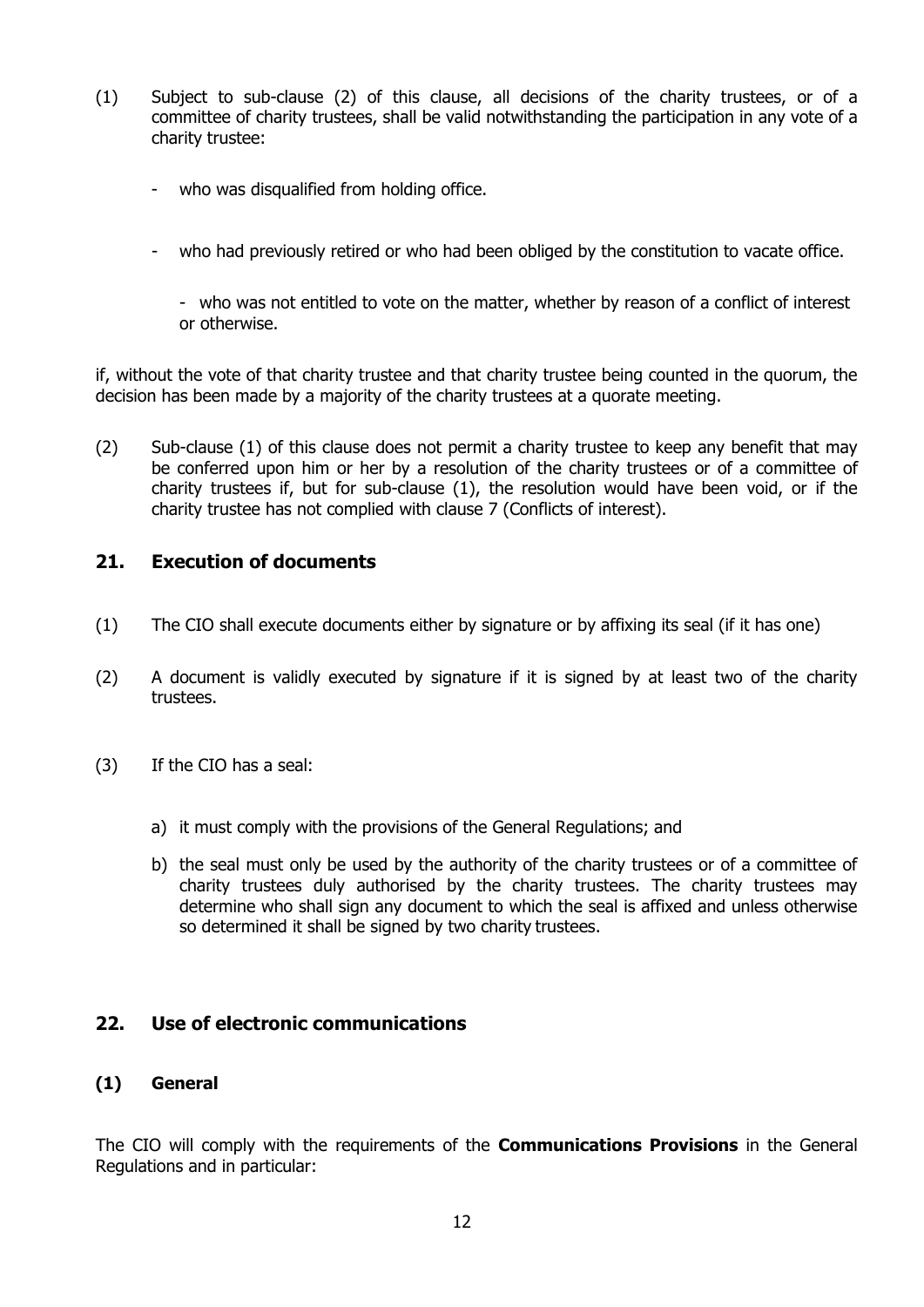(1) Subject to sub-clause (2) of this clause, all decisions of the charity trustees, or of a committee of charity trustees, shall be valid notwithstanding the participation in any vote of a charity trustee:

- who was disqualified from holding office.
- who had previously retired or who had been obliged by the constitution to vacate office.
- who was not entitled to vote on the matter, whether by reason of a conflict of interest or otherwise.

if, without the vote of that charity trustee and that charity trustee being counted in the quorum, the decision has been made by a majority of the charity trustees at a quorate meeting.

(2) Sub-clause (1) of this clause does not permit a charity trustee to keep any benefit that may be conferred upon him or her by a resolution of the charity trustees or of a committee of charity trustees if, but for sub-clause (1), the resolution would have been void, or if the charity trustee has not complied with clause 7 (Conflicts of interest).

## 21. Execution of documents

(1) The CIO shall execute documents either by signature or by affixing its seal (if it has one)

(2) A document is validly executed by signature if it is signed by at least two of the charity trustees.

(3) If the CIO has a seal:

a) it must comply with the provisions of the General Regulations; and

b) the seal must only be used by the authority of the charity trustees or of a committee of charity trustees duly authorised by the charity trustees. The charity trustees may determine who shall sign any document to which the seal is affixed and unless otherwise so determined it shall be signed by two charity trustees.

## 22. Use of electronic communications

### (1) General

The CIO will comply with the requirements of the **Communications Provisions** in the General Regulations and in particular: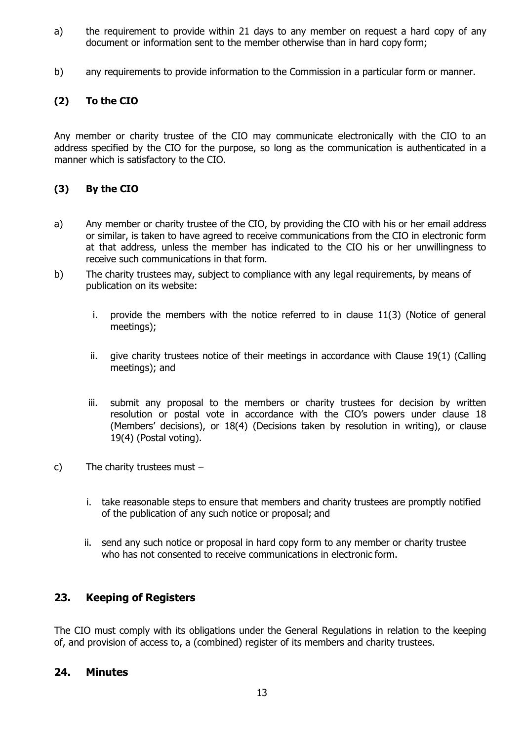a) the requirement to provide within 21 days to any member on request a hard copy of any document or information sent to the member otherwise than in hard copy form;

b) any requirements to provide information to the Commission in a particular form or manner.

### (2) To the CIO

Any member or charity trustee of the CIO may communicate electronically with the CIO to an address specified by the CIO for the purpose, so long as the communication is authenticated in a manner which is satisfactory to the CIO.

### (3) By the CIO

a) Any member or charity trustee of the CIO, by providing the CIO with his or her email address or similar, is taken to have agreed to receive communications from the CIO in electronic form at that address, unless the member has indicated to the CIO his or her unwillingness to receive such communications in that form.

b) The charity trustees may, subject to compliance with any legal requirements, by means of publication on its website:

   i. provide the members with the notice referred to in clause 11(3) (Notice of general meetings);

   ii. give charity trustees notice of their meetings in accordance with Clause 19(1) (Calling meetings); and

   iii. submit any proposal to the members or charity trustees for decision by written resolution or postal vote in accordance with the CIO's powers under clause 18 (Members' decisions), or 18(4) (Decisions taken by resolution in writing), or clause 19(4) (Postal voting).

c) The charity trustees must –

   i. take reasonable steps to ensure that members and charity trustees are promptly notified of the publication of any such notice or proposal; and

   ii. send any such notice or proposal in hard copy form to any member or charity trustee who has not consented to receive communications in electronic form.

## 23. Keeping of Registers

The CIO must comply with its obligations under the General Regulations in relation to the keeping of, and provision of access to, a (combined) register of its members and charity trustees.

## 24. Minutes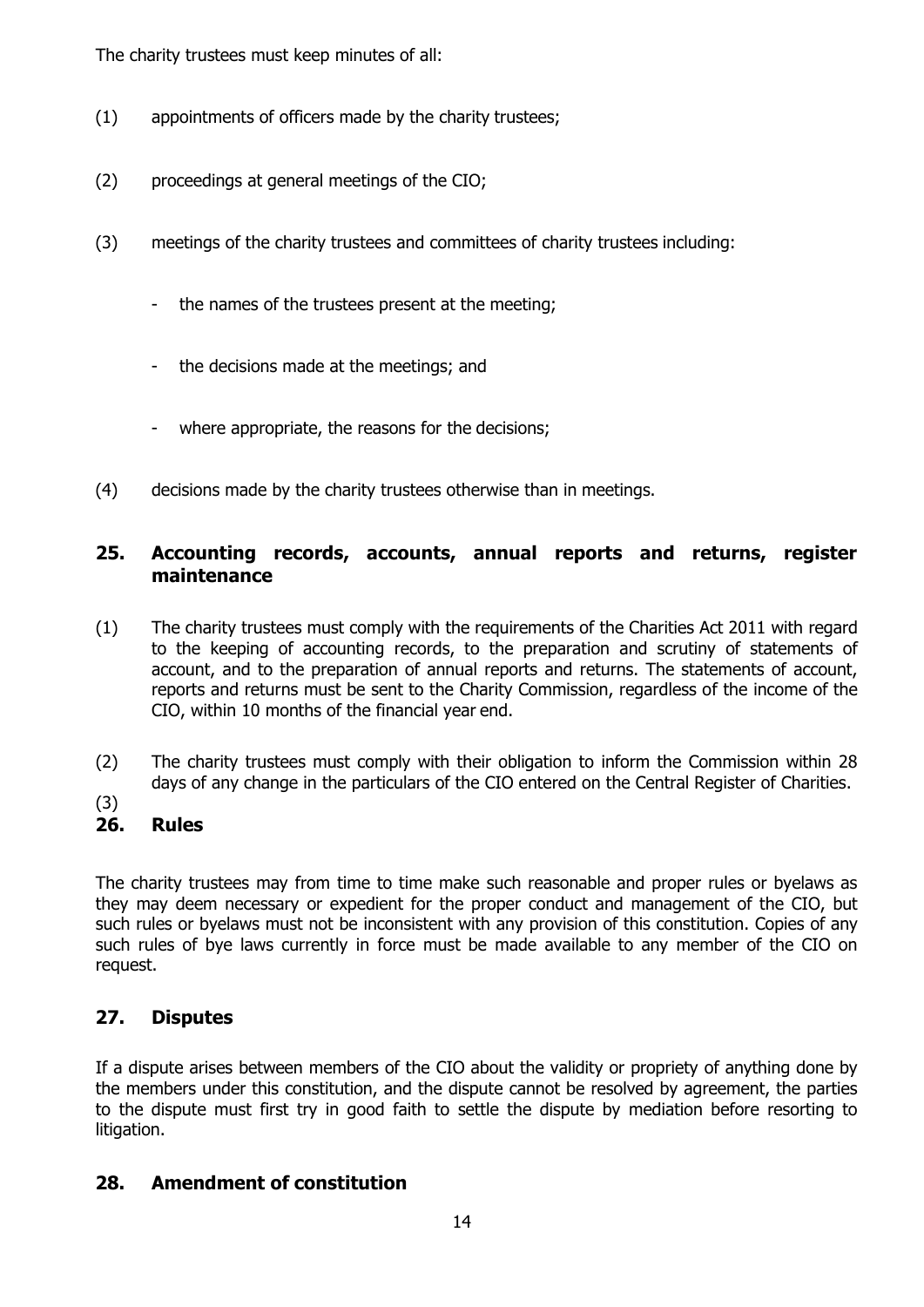The charity trustees must keep minutes of all:

(1) appointments of officers made by the charity trustees;

(2) proceedings at general meetings of the CIO;

(3) meetings of the charity trustees and committees of charity trustees including:

- the names of the trustees present at the meeting;
- the decisions made at the meetings; and
- where appropriate, the reasons for the decisions;

(4) decisions made by the charity trustees otherwise than in meetings.

## 25. Accounting records, accounts, annual reports and returns, register maintenance

(1) The charity trustees must comply with the requirements of the Charities Act 2011 with regard to the keeping of accounting records, to the preparation and scrutiny of statements of account, and to the preparation of annual reports and returns. The statements of account, reports and returns must be sent to the Charity Commission, regardless of the income of the CIO, within 10 months of the financial year end.

(2) The charity trustees must comply with their obligation to inform the Commission within 28 days of any change in the particulars of the CIO entered on the Central Register of Charities.

(3)

## 26. Rules

The charity trustees may from time to time make such reasonable and proper rules or byelaws as they may deem necessary or expedient for the proper conduct and management of the CIO, but such rules or byelaws must not be inconsistent with any provision of this constitution. Copies of any such rules of bye laws currently in force must be made available to any member of the CIO on request.

## 27. Disputes

If a dispute arises between members of the CIO about the validity or propriety of anything done by the members under this constitution, and the dispute cannot be resolved by agreement, the parties to the dispute must first try in good faith to settle the dispute by mediation before resorting to litigation.

## 28. Amendment of constitution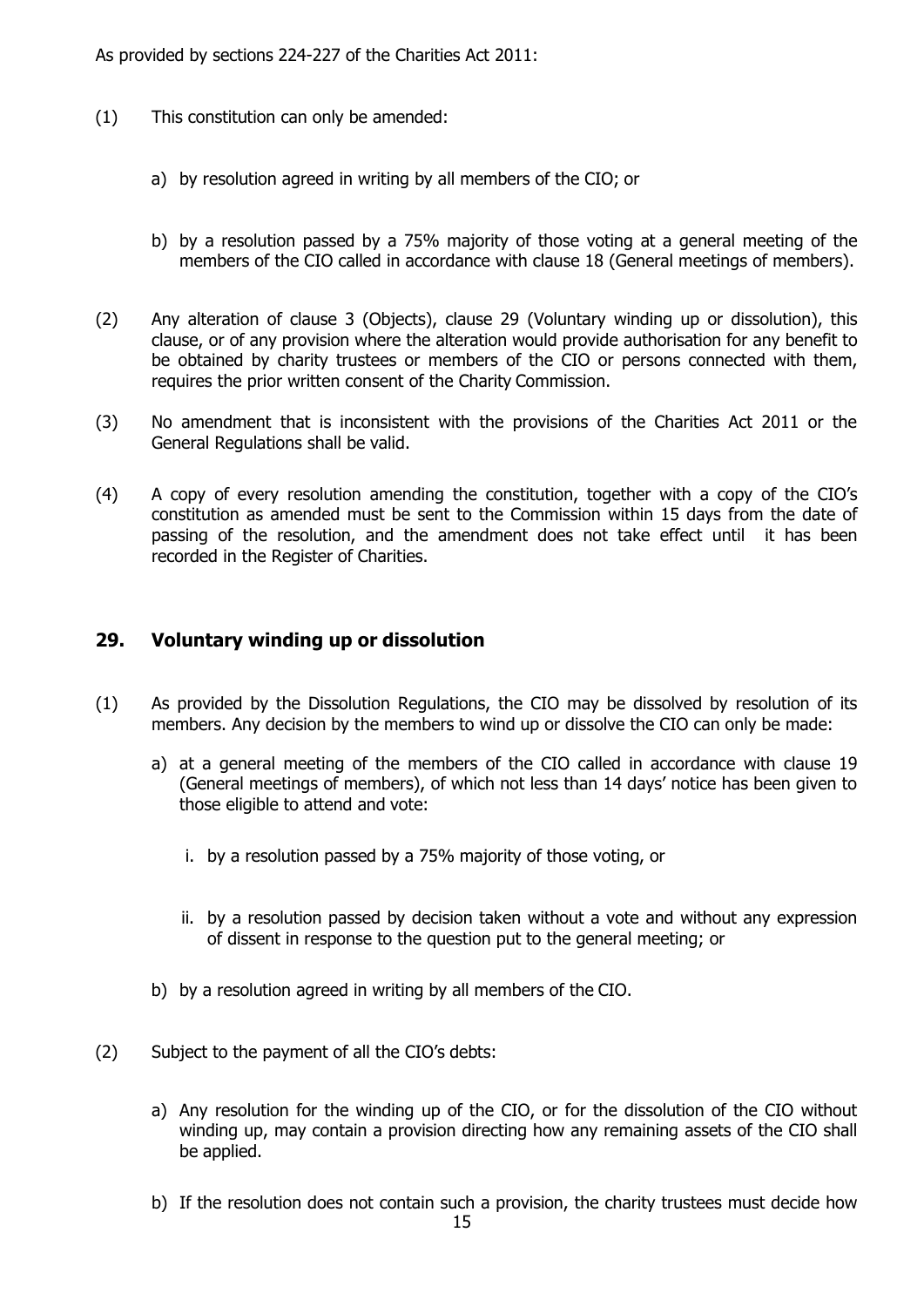As provided by sections 224-227 of the Charities Act 2011:

(1) This constitution can only be amended:

a) by resolution agreed in writing by all members of the CIO; or

b) by a resolution passed by a 75% majority of those voting at a general meeting of the members of the CIO called in accordance with clause 18 (General meetings of members).

(2) Any alteration of clause 3 (Objects), clause 29 (Voluntary winding up or dissolution), this clause, or of any provision where the alteration would provide authorisation for any benefit to be obtained by charity trustees or members of the CIO or persons connected with them, requires the prior written consent of the Charity Commission.

(3) No amendment that is inconsistent with the provisions of the Charities Act 2011 or the General Regulations shall be valid.

(4) A copy of every resolution amending the constitution, together with a copy of the CIO's constitution as amended must be sent to the Commission within 15 days from the date of passing of the resolution, and the amendment does not take effect until it has been recorded in the Register of Charities.

## 29. Voluntary winding up or dissolution

(1) As provided by the Dissolution Regulations, the CIO may be dissolved by resolution of its members. Any decision by the members to wind up or dissolve the CIO can only be made:

a) at a general meeting of the members of the CIO called in accordance with clause 19 (General meetings of members), of which not less than 14 days' notice has been given to those eligible to attend and vote:

   i. by a resolution passed by a 75% majority of those voting, or

   ii. by a resolution passed by decision taken without a vote and without any expression of dissent in response to the question put to the general meeting; or

b) by a resolution agreed in writing by all members of the CIO.

(2) Subject to the payment of all the CIO's debts:

a) Any resolution for the winding up of the CIO, or for the dissolution of the CIO without winding up, may contain a provision directing how any remaining assets of the CIO shall be applied.

b) If the resolution does not contain such a provision, the charity trustees must decide how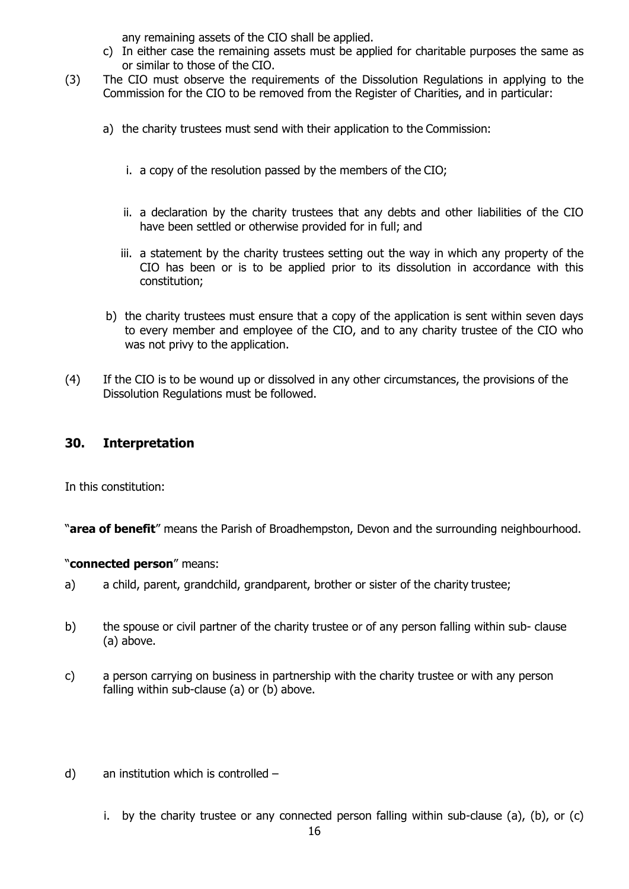any remaining assets of the CIO shall be applied.

c) In either case the remaining assets must be applied for charitable purposes the same as or similar to those of the CIO.

(3) The CIO must observe the requirements of the Dissolution Regulations in applying to the Commission for the CIO to be removed from the Register of Charities, and in particular:

a) the charity trustees must send with their application to the Commission:

i. a copy of the resolution passed by the members of the CIO;

ii. a declaration by the charity trustees that any debts and other liabilities of the CIO have been settled or otherwise provided for in full; and

iii. a statement by the charity trustees setting out the way in which any property of the CIO has been or is to be applied prior to its dissolution in accordance with this constitution;

b) the charity trustees must ensure that a copy of the application is sent within seven days to every member and employee of the CIO, and to any charity trustee of the CIO who was not privy to the application.

(4) If the CIO is to be wound up or dissolved in any other circumstances, the provisions of the Dissolution Regulations must be followed.

## 30. Interpretation

In this constitution:

"**area of benefit**" means the Parish of Broadhempston, Devon and the surrounding neighbourhood.

"**connected person**" means:

a) a child, parent, grandchild, grandparent, brother or sister of the charity trustee;

b) the spouse or civil partner of the charity trustee or of any person falling within sub- clause (a) above.

c) a person carrying on business in partnership with the charity trustee or with any person falling within sub-clause (a) or (b) above.

d) an institution which is controlled –

i. by the charity trustee or any connected person falling within sub-clause (a), (b), or (c)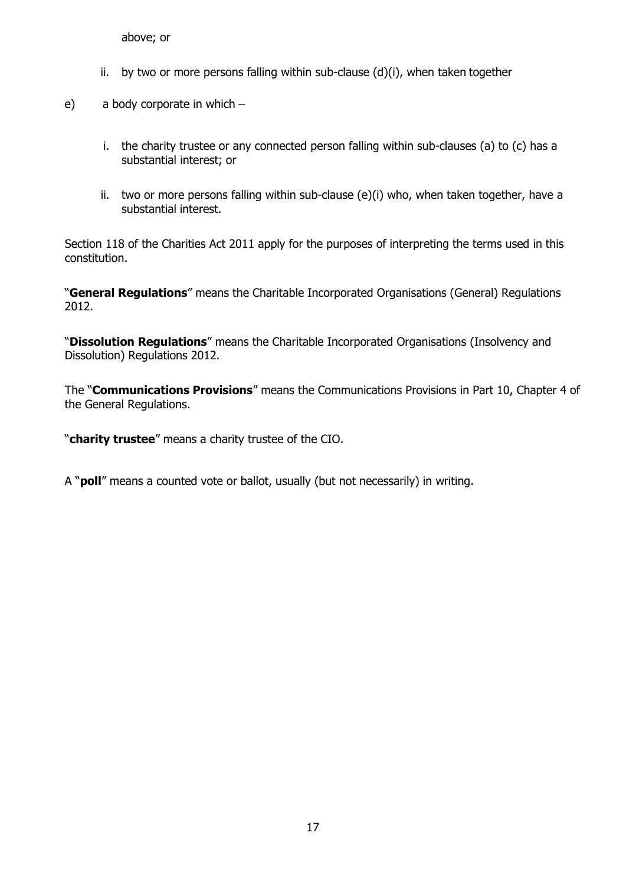above; or

   ii. by two or more persons falling within sub-clause (d)(i), when taken together

e) a body corporate in which –

   i. the charity trustee or any connected person falling within sub-clauses (a) to (c) has a substantial interest; or

   ii. two or more persons falling within sub-clause (e)(i) who, when taken together, have a substantial interest.

Section 118 of the Charities Act 2011 apply for the purposes of interpreting the terms used in this constitution.

"**General Regulations**" means the Charitable Incorporated Organisations (General) Regulations 2012.

"**Dissolution Regulations**" means the Charitable Incorporated Organisations (Insolvency and Dissolution) Regulations 2012.

The "**Communications Provisions**" means the Communications Provisions in Part 10, Chapter 4 of the General Regulations.

"**charity trustee**" means a charity trustee of the CIO.

A "**poll**" means a counted vote or ballot, usually (but not necessarily) in writing.